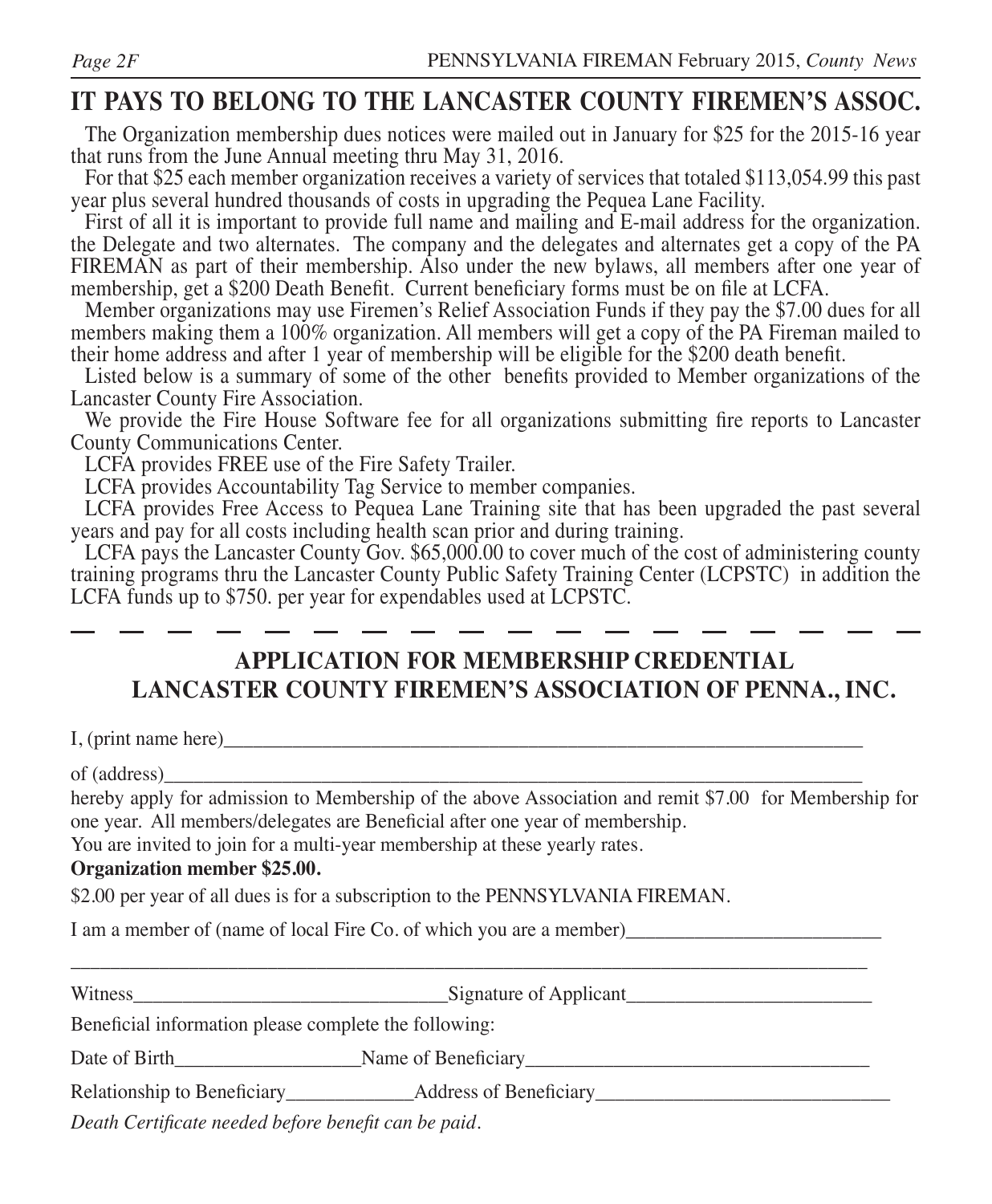# IT PAYS TO BELONG TO THE LANCASTER COUNTY FIREMEN'S ASSOC.

The Organization membership dues notices were mailed out in January for $25 for the 2015-16 year that runs from the June Annual meeting thru May 31, 2016.

For that $25 each member organization receives a variety of services that totaled $113,054.99 this past year plus several hundred thousands of costs in upgrading the Pequea Lane Facility.

First of all it is important to provide full name and mailing and E-mail address for the organization. the Delegate and two alternates. The company and the delegates and alternates get a copy of the PA FIREMAN as part of their membership. Also under the new bylaws, all members after one year of membership, get a $200 Death Benefit. Current beneficiary forms must be on file at LCFA.

Member organizations may use Firemen's Relief Association Funds if they pay the $7.00 dues for all members making them a 100% organization. All members will get a copy of the PA Fireman mailed to their home address and after 1 year of membership will be eligible for the $200 death benefit.

Listed below is a summary of some of the other benefits provided to Member organizations of the Lancaster County Fire Association.

We provide the Fire House Software fee for all organizations submitting fire reports to Lancaster County Communications Center.

LCFA provides FREE use of the Fire Safety Trailer.

LCFA provides Accountability Tag Service to member companies.

LCFA provides Free Access to Pequea Lane Training site that has been upgraded the past several years and pay for all costs including health scan prior and during training.

LCFA pays the Lancaster County Gov. $65,000.00 to cover much of the cost of administering county training programs thru the Lancaster County Public Safety Training Center (LCPSTC) in addition the LCFA funds up to $750. per year for expendables used at LCPSTC.

---

## APPLICATION FOR MEMBERSHIP CREDENTIAL
## LANCASTER COUNTY FIREMEN'S ASSOCIATION OF PENNA., INC.

I, (print name here)________________________________________________________________

of (address)_____________________________________________________________________

hereby apply for admission to Membership of the above Association and remit $7.00 for Membership for one year. All members/delegates are Beneficial after one year of membership.

You are invited to join for a multi-year membership at these yearly rates.

**Organization member $25.00.**

$2.00 per year of all dues is for a subscription to the PENNSYLVANIA FIREMAN.

I am a member of (name of local Fire Co. of which you are a member)_________________________

_____________________________________________________________________________________

Witness______________________________Signature of Applicant________________________

Beneficial information please complete the following:

Date of Birth_________________Name of Beneficiary__________________________________

Relationship to Beneficiary____________Address of Beneficiary_____________________________

*Death Certificate needed before benefit can be paid.*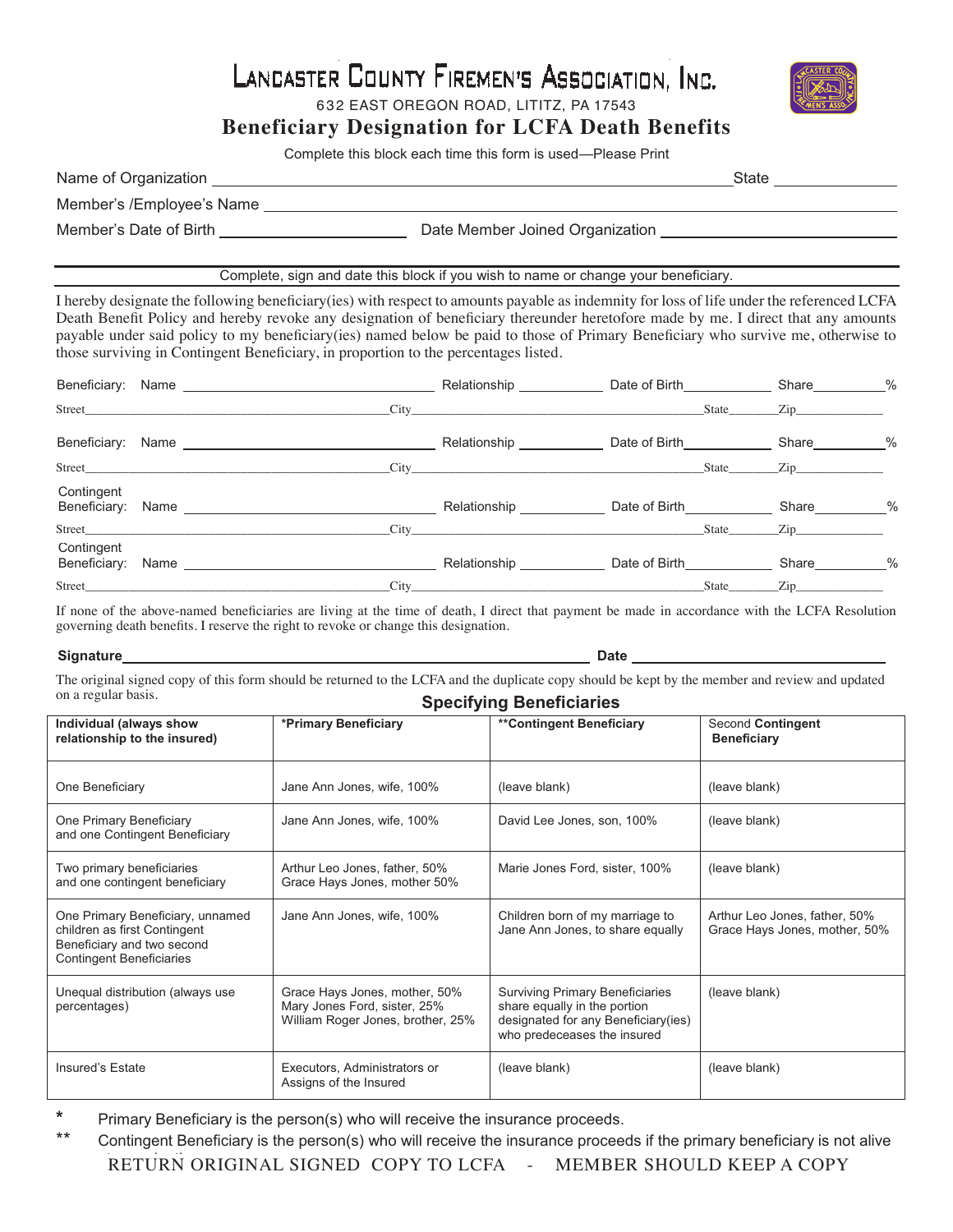# Lancaster County Firemen's Association, Inc.

632 EAST OREGON ROAD, LITITZ, PA 17543

## Beneficiary Designation for LCFA Death Benefits

Complete this block each time this form is used—Please Print

Name of Organization ______________________________ State ________

Member's /Employee's Name ______________________________

Member's Date of Birth ______________ Date Member Joined Organization ______________

---

Complete, sign and date this block if you wish to name or change your beneficiary.

I hereby designate the following beneficiary(ies) with respect to amounts payable as indemnity for loss of life under the referenced LCFA Death Benefit Policy and hereby revoke any designation of beneficiary thereunder heretofore made by me. I direct that any amounts payable under said policy to my beneficiary(ies) named below be paid to those of Primary Beneficiary who survive me, otherwise to those surviving in Contingent Beneficiary, in proportion to the percentages listed.

Beneficiary: Name ______________ Relationship ________ Date of Birth ________ Share ______%

Street ______________ City ______________ State ______ Zip ______

Beneficiary: Name ______________ Relationship ________ Date of Birth ________ Share ______%

Street ______________ City ______________ State ______ Zip ______

Contingent Beneficiary: Name ______________ Relationship ________ Date of Birth ________ Share ______%

Street ______________ City ______________ State ______ Zip ______

Contingent Beneficiary: Name ______________ Relationship ________ Date of Birth ________ Share ______%

Street ______________ City ______________ State ______ Zip ______

If none of the above-named beneficiaries are living at the time of death, I direct that payment be made in accordance with the LCFA Resolution governing death benefits. I reserve the right to revoke or change this designation.

**Signature** ______________________________ **Date** ______________

The original signed copy of this form should be returned to the LCFA and the duplicate copy should be kept by the member and review and updated on a regular basis.

### Specifying Beneficiaries

| Individual (always show relationship to the insured) | *Primary Beneficiary | **Contingent Beneficiary | Second Contingent Beneficiary |
|---|---|---|---|
| One Beneficiary | Jane Ann Jones, wife, 100% | (leave blank) | (leave blank) |
| One Primary Beneficiary and one Contingent Beneficiary | Jane Ann Jones, wife, 100% | David Lee Jones, son, 100% | (leave blank) |
| Two primary beneficiaries and one contingent beneficiary | Arthur Leo Jones, father, 50%<br>Grace Hays Jones, mother 50% | Marie Jones Ford, sister, 100% | (leave blank) |
| One Primary Beneficiary, unnamed children as first Contingent Beneficiary and two second Contingent Beneficiaries | Jane Ann Jones, wife, 100% | Children born of my marriage to Jane Ann Jones, to share equally | Arthur Leo Jones, father, 50%<br>Grace Hays Jones, mother, 50% |
| Unequal distribution (always use percentages) | Grace Hays Jones, mother, 50%<br>Mary Jones Ford, sister, 25%<br>William Roger Jones, brother, 25% | Surviving Primary Beneficiaries share equally in the portion designated for any Beneficiary(ies) who predeceases the insured | (leave blank) |
| Insured's Estate | Executors, Administrators or Assigns of the Insured | (leave blank) | (leave blank) |

\* Primary Beneficiary is the person(s) who will receive the insurance proceeds.

\*\* Contingent Beneficiary is the person(s) who will receive the insurance proceeds if the primary beneficiary is not alive

RETURN ORIGINAL SIGNED COPY TO LCFA - MEMBER SHOULD KEEP A COPY